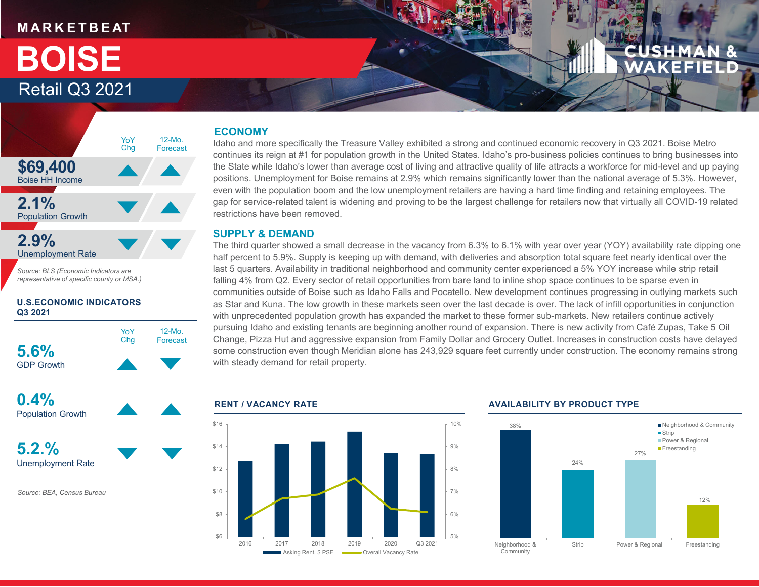# MARKETBEAT

# BOISE

## Retail Q3 2021

| | YoY Chg | 12-Mo. Forecast |
|---|---|---|
| **$69,400** Boise HH Income | ▲ | ▲ |
| **2.1%** Population Growth | ▼ | ▲ |
| **2.9%** Unemployment Rate | ▼ | ▼ |

*Source: BLS (Economic Indicators are representative of specific county or MSA.)*

### U.S.ECONOMIC INDICATORS Q3 2021

| | YoY Chg | 12-Mo. Forecast |
|---|---|---|
| **5.6%** GDP Growth | ▲ | ▼ |
| **0.4%** Population Growth | ▲ | ▲ |
| **5.2.%** Unemployment Rate | ▼ | ▼ |

*Source: BEA, Census Bureau*

## ECONOMY

Idaho and more specifically the Treasure Valley exhibited a strong and continued economic recovery in Q3 2021. Boise Metro continues its reign at #1 for population growth in the United States. Idaho's pro-business policies continues to bring businesses into the State while Idaho's lower than average cost of living and attractive quality of life attracts a workforce for mid-level and up paying positions. Unemployment for Boise remains at 2.9% which remains significantly lower than the national average of 5.3%. However, even with the population boom and the low unemployment retailers are having a hard time finding and retaining employees. The gap for service-related talent is widening and proving to be the largest challenge for retailers now that virtually all COVID-19 related restrictions have been removed.

## SUPPLY & DEMAND

The third quarter showed a small decrease in the vacancy from 6.3% to 6.1% with year over year (YOY) availability rate dipping one half percent to 5.9%. Supply is keeping up with demand, with deliveries and absorption total square feet nearly identical over the last 5 quarters. Availability in traditional neighborhood and community center experienced a 5% YOY increase while strip retail falling 4% from Q2. Every sector of retail opportunities from bare land to inline shop space continues to be sparse even in communities outside of Boise such as Idaho Falls and Pocatello. New development continues progressing in outlying markets such as Star and Kuna. The low growth in these markets seen over the last decade is over. The lack of infill opportunities in conjunction with unprecedented population growth has expanded the market to these former sub-markets. New retailers continue actively pursuing Idaho and existing tenants are beginning another round of expansion. There is new activity from Café Zupas, Take 5 Oil Change, Pizza Hut and aggressive expansion from Family Dollar and Grocery Outlet. Increases in construction costs have delayed some construction even though Meridian alone has 243,929 square feet currently under construction. The economy remains strong with steady demand for retail property.

### RENT / VACANCY RATE

| Year | Asking Rent, $ PSF | Overall Vacancy Rate |
|---|---|---|
| 2016 | ~$12.7 | ~5.8% |
| 2017 | ~$14.2 | ~6.7% |
| 2018 | ~$14.4 | ~6.9% |
| 2019 | ~$15.3 | ~7.6% |
| 2020 | ~$13.4 | ~6.3% |
| Q3 2021 | ~$13.3 | ~6.1% |

### AVAILABILITY BY PRODUCT TYPE

| Product Type | Availability |
|---|---|
| Neighborhood & Community | 38% |
| Strip | 24% |
| Power & Regional | 27% |
| Freestanding | 12% |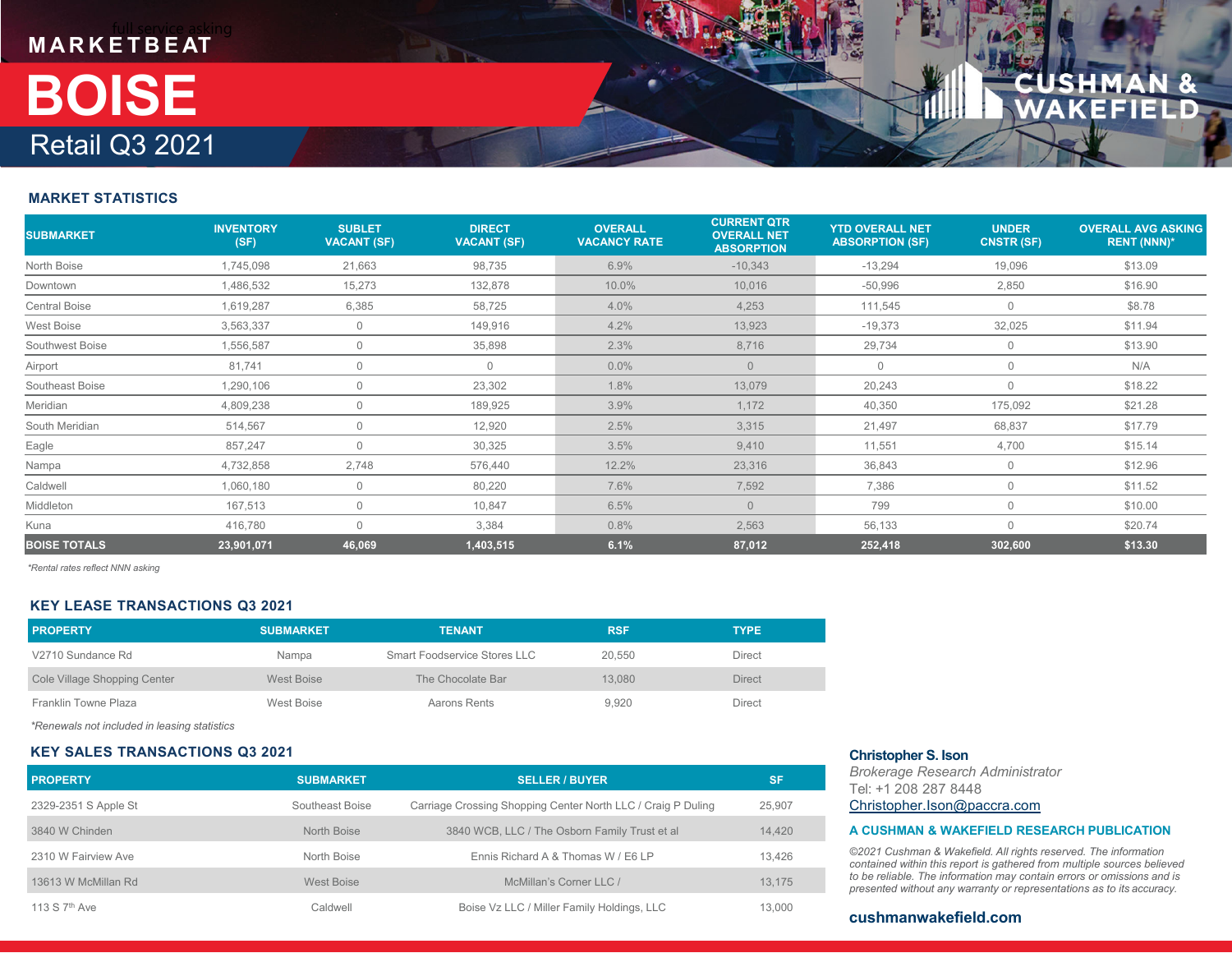MARKETBEAT

# BOISE

Retail Q3 2021

## MARKET STATISTICS

| SUBMARKET | INVENTORY (SF) | SUBLET VACANT (SF) | DIRECT VACANT (SF) | OVERALL VACANCY RATE | CURRENT QTR OVERALL NET ABSORPTION | YTD OVERALL NET ABSORPTION (SF) | UNDER CNSTR (SF) | OVERALL AVG ASKING RENT (NNN)* |
|---|---|---|---|---|---|---|---|---|
| North Boise | 1,745,098 | 21,663 | 98,735 | 6.9% | -10,343 | -13,294 | 19,096 | $13.09 |
| Downtown | 1,486,532 | 15,273 | 132,878 | 10.0% | 10,016 | -50,996 | 2,850 | $16.90 |
| Central Boise | 1,619,287 | 6,385 | 58,725 | 4.0% | 4,253 | 111,545 | 0 | $8.78 |
| West Boise | 3,563,337 | 0 | 149,916 | 4.2% | 13,923 | -19,373 | 32,025 | $11.94 |
| Southwest Boise | 1,556,587 | 0 | 35,898 | 2.3% | 8,716 | 29,734 | 0 | $13.90 |
| Airport | 81,741 | 0 | 0 | 0.0% | 0 | 0 | 0 | N/A |
| Southeast Boise | 1,290,106 | 0 | 23,302 | 1.8% | 13,079 | 20,243 | 0 | $18.22 |
| Meridian | 4,809,238 | 0 | 189,925 | 3.9% | 1,172 | 40,350 | 175,092 | $21.28 |
| South Meridian | 514,567 | 0 | 12,920 | 2.5% | 3,315 | 21,497 | 68,837 | $17.79 |
| Eagle | 857,247 | 0 | 30,325 | 3.5% | 9,410 | 11,551 | 4,700 | $15.14 |
| Nampa | 4,732,858 | 2,748 | 576,440 | 12.2% | 23,316 | 36,843 | 0 | $12.96 |
| Caldwell | 1,060,180 | 0 | 80,220 | 7.6% | 7,592 | 7,386 | 0 | $11.52 |
| Middleton | 167,513 | 0 | 10,847 | 6.5% | 0 | 799 | 0 | $10.00 |
| Kuna | 416,780 | 0 | 3,384 | 0.8% | 2,563 | 56,133 | 0 | $20.74 |
| **BOISE TOTALS** | **23,901,071** | **46,069** | **1,403,515** | **6.1%** | **87,012** | **252,418** | **302,600** | **$13.30** |

*\*Rental rates reflect NNN asking*

## KEY LEASE TRANSACTIONS Q3 2021

| PROPERTY | SUBMARKET | TENANT | RSF | TYPE |
|---|---|---|---|---|
| V2710 Sundance Rd | Nampa | Smart Foodservice Stores LLC | 20,550 | Direct |
| Cole Village Shopping Center | West Boise | The Chocolate Bar | 13,080 | Direct |
| Franklin Towne Plaza | West Boise | Aarons Rents | 9,920 | Direct |

*\*Renewals not included in leasing statistics*

## KEY SALES TRANSACTIONS Q3 2021

| PROPERTY | SUBMARKET | SELLER / BUYER | SF |
|---|---|---|---|
| 2329-2351 S Apple St | Southeast Boise | Carriage Crossing Shopping Center North LLC / Craig P Duling | 25,907 |
| 3840 W Chinden | North Boise | 3840 WCB, LLC / The Osborn Family Trust et al | 14,420 |
| 2310 W Fairview Ave | North Boise | Ennis Richard A & Thomas W / E6 LP | 13,426 |
| 13613 W McMillan Rd | West Boise | McMillan's Corner LLC / | 13,175 |
| 113 S 7th Ave | Caldwell | Boise Vz LLC / Miller Family Holdings, LLC | 13,000 |

**Christopher S. Ison**
*Brokerage Research Administrator*
Tel: +1 208 287 8448
Christopher.Ison@paccra.com

**A CUSHMAN & WAKEFIELD RESEARCH PUBLICATION**

*©2021 Cushman & Wakefield. All rights reserved. The information contained within this report is gathered from multiple sources believed to be reliable. The information may contain errors or omissions and is presented without any warranty or representations as to its accuracy.*

**cushmanwakefield.com**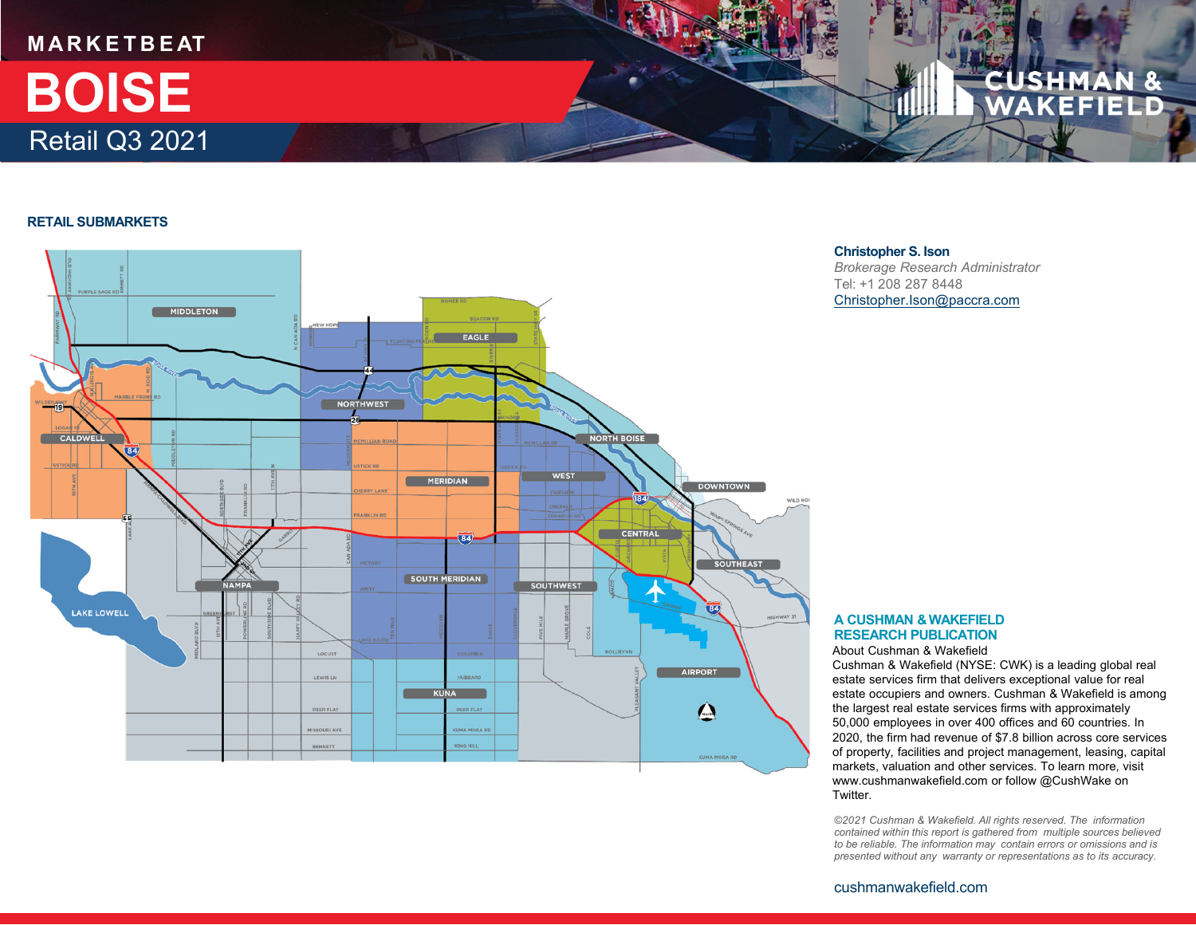MARKETBEAT

# BOISE

Retail Q3 2021

## RETAIL SUBMARKETS

MIDDLETON
EAGLE
NORTHWEST
CALDWELL
NORTH BOISE
MERIDIAN
WEST
DOWNTOWN
CENTRAL
SOUTHEAST
NAMPA
SOUTH MERIDIAN
SOUTHWEST
LAKE LOWELL
KUNA
AIRPORT

**Christopher S. Ison**
*Brokerage Research Administrator*
Tel: +1 208 287 8448
Christopher.Ison@paccra.com

### A CUSHMAN & WAKEFIELD RESEARCH PUBLICATION

About Cushman & Wakefield
Cushman & Wakefield (NYSE: CWK) is a leading global real estate services firm that delivers exceptional value for real estate occupiers and owners. Cushman & Wakefield is among the largest real estate services firms with approximately 50,000 employees in over 400 offices and 60 countries. In 2020, the firm had revenue of $7.8 billion across core services of property, facilities and project management, leasing, capital markets, valuation and other services. To learn more, visit www.cushmanwakefield.com or follow @CushWake on Twitter.

*©2021 Cushman & Wakefield. All rights reserved. The information contained within this report is gathered from multiple sources believed to be reliable. The information may contain errors or omissions and is presented without any warranty or representations as to its accuracy.*

cushmanwakefield.com